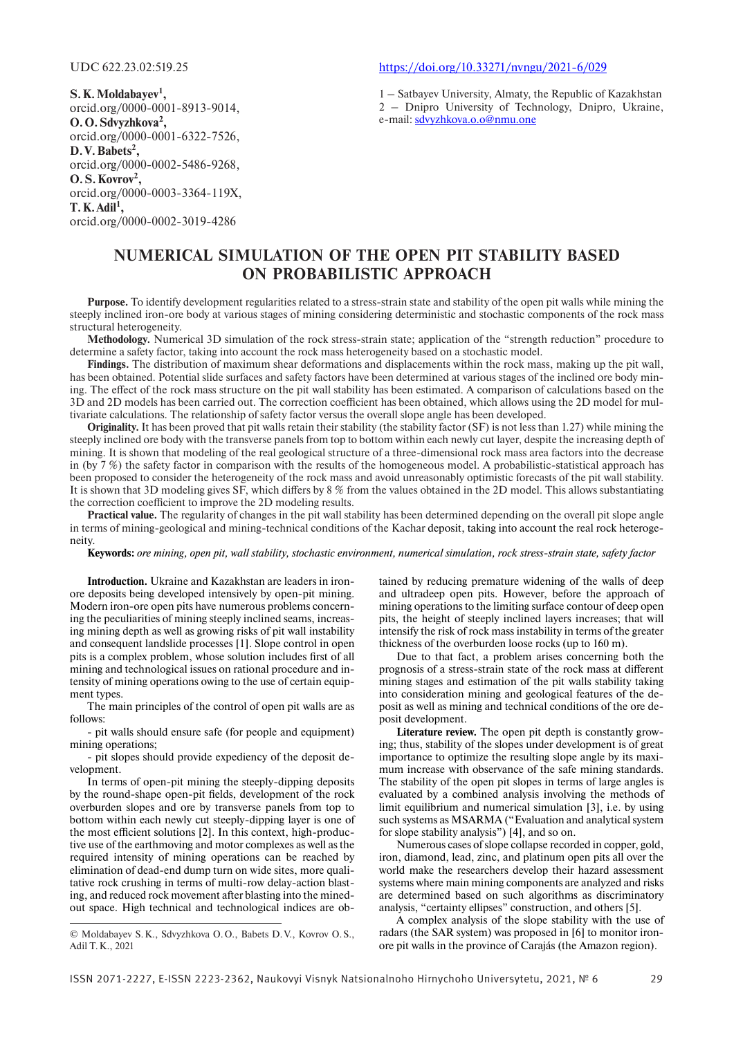UDC 622.23.02:519.25

https://doi.org/10.33271/nvngu/2021-6/029

**S. K. Moldabayev[1],**
orcid.org/0000-0001-8913-9014,
**O. O. Sdvyzhkova[2],**
orcid.org/0000-0001-6322-7526,
**D. V. Babets[2],**
orcid.org/0000-0002-5486-9268,
**O. S. Kovrov[2],**
orcid.org/0000-0003-3364-119X,
**T. K. Adil[1],**
orcid.org/0000-0002-3019-4286

1 – Satbayev University, Almaty, the Republic of Kazakhstan
2 – Dnipro University of Technology, Dnipro, Ukraine, e-mail: sdvyzhkova.o.o@nmu.one

# NUMERICAL SIMULATION OF THE OPEN PIT STABILITY BASED ON PROBABILISTIC APPROACH

**Purpose.** To identify development regularities related to a stress-strain state and stability of the open pit walls while mining the steeply inclined iron-ore body at various stages of mining considering deterministic and stochastic components of the rock mass structural heterogeneity.

**Methodology.** Numerical 3D simulation of the rock stress-strain state; application of the "strength reduction" procedure to determine a safety factor, taking into account the rock mass heterogeneity based on a stochastic model.

**Findings.** The distribution of maximum shear deformations and displacements within the rock mass, making up the pit wall, has been obtained. Potential slide surfaces and safety factors have been determined at various stages of the inclined ore body mining. The effect of the rock mass structure on the pit wall stability has been estimated. A comparison of calculations based on the 3D and 2D models has been carried out. The correction coefficient has been obtained, which allows using the 2D model for multivariate calculations. The relationship of safety factor versus the overall slope angle has been developed.

**Originality.** It has been proved that pit walls retain their stability (the stability factor (SF) is not less than 1.27) while mining the steeply inclined ore body with the transverse panels from top to bottom within each newly cut layer, despite the increasing depth of mining. It is shown that modeling of the real geological structure of a three-dimensional rock mass area factors into the decrease in (by 7 %) the safety factor in comparison with the results of the homogeneous model. A probabilistic-statistical approach has been proposed to consider the heterogeneity of the rock mass and avoid unreasonably optimistic forecasts of the pit wall stability. It is shown that 3D modeling gives SF, which differs by 8 % from the values obtained in the 2D model. This allows substantiating the correction coefficient to improve the 2D modeling results.

**Practical value.** The regularity of changes in the pit wall stability has been determined depending on the overall pit slope angle in terms of mining-geological and mining-technical conditions of the Kachar deposit, taking into account the real rock heterogeneity.

**Keywords:** *ore mining, open pit, wall stability, stochastic environment, numerical simulation, rock stress-strain state, safety factor*

**Introduction.** Ukraine and Kazakhstan are leaders in iron-ore deposits being developed intensively by open-pit mining. Modern iron-ore open pits have numerous problems concerning the peculiarities of mining steeply inclined seams, increasing mining depth as well as growing risks of pit wall instability and consequent landslide processes [1]. Slope control in open pits is a complex problem, whose solution includes first of all mining and technological issues on rational procedure and intensity of mining operations owing to the use of certain equipment types.

The main principles of the control of open pit walls are as follows:

- pit walls should ensure safe (for people and equipment) mining operations;
- pit slopes should provide expediency of the deposit development.

In terms of open-pit mining the steeply-dipping deposits by the round-shape open-pit fields, development of the rock overburden slopes and ore by transverse panels from top to bottom within each newly cut steeply-dipping layer is one of the most efficient solutions [2]. In this context, high-productive use of the earthmoving and motor complexes as well as the required intensity of mining operations can be reached by elimination of dead-end dump turn on wide sites, more qualitative rock crushing in terms of multi-row delay-action blasting, and reduced rock movement after blasting into the mined-out space. High technical and technological indices are obtained by reducing premature widening of the walls of deep and ultradeep open pits. However, before the approach of mining operations to the limiting surface contour of deep open pits, the height of steeply inclined layers increases; that will intensify the risk of rock mass instability in terms of the greater thickness of the overburden loose rocks (up to 160 m).

Due to that fact, a problem arises concerning both the prognosis of a stress-strain state of the rock mass at different mining stages and estimation of the pit walls stability taking into consideration mining and geological features of the deposit as well as mining and technical conditions of the ore deposit development.

**Literature review.** The open pit depth is constantly growing; thus, stability of the slopes under development is of great importance to optimize the resulting slope angle by its maximum increase with observance of the safe mining standards. The stability of the open pit slopes in terms of large angles is evaluated by a combined analysis involving the methods of limit equilibrium and numerical simulation [3], i.e. by using such systems as MSARMA ("Evaluation and analytical system for slope stability analysis") [4], and so on.

Numerous cases of slope collapse recorded in copper, gold, iron, diamond, lead, zinc, and platinum open pits all over the world make the researchers develop their hazard assessment systems where main mining components are analyzed and risks are determined based on such algorithms as discriminatory analysis, "certainty ellipses" construction, and others [5].

A complex analysis of the slope stability with the use of radars (the SAR system) was proposed in [6] to monitor iron-ore pit walls in the province of Carajás (the Amazon region).

© Moldabayev S. K., Sdvyzhkova O. O., Babets D. V., Kovrov O. S., Adil T. K., 2021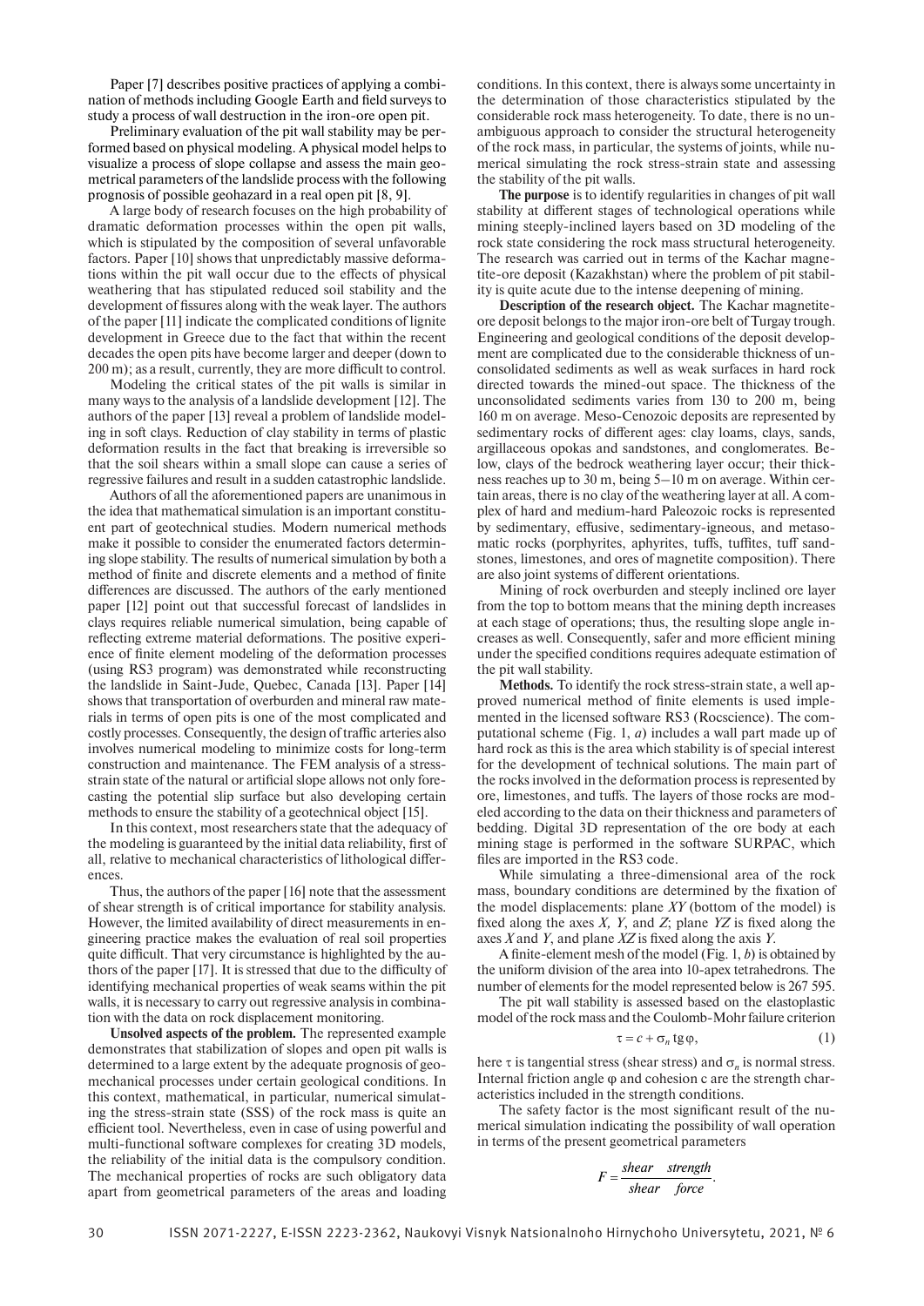Paper [7] describes positive practices of applying a combination of methods including Google Earth and field surveys to study a process of wall destruction in the iron-ore open pit.

Preliminary evaluation of the pit wall stability may be performed based on physical modeling. A physical model helps to visualize a process of slope collapse and assess the main geometrical parameters of the landslide process with the following prognosis of possible geohazard in a real open pit [8, 9].

A large body of research focuses on the high probability of dramatic deformation processes within the open pit walls, which is stipulated by the composition of several unfavorable factors. Paper [10] shows that unpredictably massive deformations within the pit wall occur due to the effects of physical weathering that has stipulated reduced soil stability and the development of fissures along with the weak layer. The authors of the paper [11] indicate the complicated conditions of lignite development in Greece due to the fact that within the recent decades the open pits have become larger and deeper (down to 200 m); as a result, currently, they are more difficult to control.

Modeling the critical states of the pit walls is similar in many ways to the analysis of a landslide development [12]. The authors of the paper [13] reveal a problem of landslide modeling in soft clays. Reduction of clay stability in terms of plastic deformation results in the fact that breaking is irreversible so that the soil shears within a small slope can cause a series of regressive failures and result in a sudden catastrophic landslide.

Authors of all the aforementioned papers are unanimous in the idea that mathematical simulation is an important constituent part of geotechnical studies. Modern numerical methods make it possible to consider the enumerated factors determining slope stability. The results of numerical simulation by both a method of finite and discrete elements and a method of finite differences are discussed. The authors of the early mentioned paper [12] point out that successful forecast of landslides in clays requires reliable numerical simulation, being capable of reflecting extreme material deformations. The positive experience of finite element modeling of the deformation processes (using RS3 program) was demonstrated while reconstructing the landslide in Saint-Jude, Quebec, Canada [13]. Paper [14] shows that transportation of overburden and mineral raw materials in terms of open pits is one of the most complicated and costly processes. Consequently, the design of traffic arteries also involves numerical modeling to minimize costs for long-term construction and maintenance. The FEM analysis of a stress-strain state of the natural or artificial slope allows not only forecasting the potential slip surface but also developing certain methods to ensure the stability of a geotechnical object [15].

In this context, most researchers state that the adequacy of the modeling is guaranteed by the initial data reliability, first of all, relative to mechanical characteristics of lithological differences.

Thus, the authors of the paper [16] note that the assessment of shear strength is of critical importance for stability analysis. However, the limited availability of direct measurements in engineering practice makes the evaluation of real soil properties quite difficult. That very circumstance is highlighted by the authors of the paper [17]. It is stressed that due to the difficulty of identifying mechanical properties of weak seams within the pit walls, it is necessary to carry out regressive analysis in combination with the data on rock displacement monitoring.

**Unsolved aspects of the problem.** The represented example demonstrates that stabilization of slopes and open pit walls is determined to a large extent by the adequate prognosis of geomechanical processes under certain geological conditions. In this context, mathematical, in particular, numerical simulating the stress-strain state (SSS) of the rock mass is quite an efficient tool. Nevertheless, even in case of using powerful and multi-functional software complexes for creating 3D models, the reliability of the initial data is the compulsory condition. The mechanical properties of rocks are such obligatory data apart from geometrical parameters of the areas and loading conditions. In this context, there is always some uncertainty in the determination of those characteristics stipulated by the considerable rock mass heterogeneity. To date, there is no unambiguous approach to consider the structural heterogeneity of the rock mass, in particular, the systems of joints, while numerical simulating the rock stress-strain state and assessing the stability of the pit walls.

**The purpose** is to identify regularities in changes of pit wall stability at different stages of technological operations while mining steeply-inclined layers based on 3D modeling of the rock state considering the rock mass structural heterogeneity. The research was carried out in terms of the Kachar magnetite-ore deposit (Kazakhstan) where the problem of pit stability is quite acute due to the intense deepening of mining.

**Description of the research object.** The Kachar magnetite-ore deposit belongs to the major iron-ore belt of Turgay trough. Engineering and geological conditions of the deposit development are complicated due to the considerable thickness of unconsolidated sediments as well as weak surfaces in hard rock directed towards the mined-out space. The thickness of the unconsolidated sediments varies from 130 to 200 m, being 160 m on average. Meso-Cenozoic deposits are represented by sedimentary rocks of different ages: clay loams, clays, sands, argillaceous opokas and sandstones, and conglomerates. Below, clays of the bedrock weathering layer occur; their thickness reaches up to 30 m, being 5–10 m on average. Within certain areas, there is no clay of the weathering layer at all. A complex of hard and medium-hard Paleozoic rocks is represented by sedimentary, effusive, sedimentary-igneous, and metasomatic rocks (porphyrites, aphyrites, tuffs, tuffites, tuff sandstones, limestones, and ores of magnetite composition). There are also joint systems of different orientations.

Mining of rock overburden and steeply inclined ore layer from the top to bottom means that the mining depth increases at each stage of operations; thus, the resulting slope angle increases as well. Consequently, safer and more efficient mining under the specified conditions requires adequate estimation of the pit wall stability.

**Methods.** To identify the rock stress-strain state, a well approved numerical method of finite elements is used implemented in the licensed software RS3 (Rocscience). The computational scheme (Fig. 1, *a*) includes a wall part made up of hard rock as this is the area which stability is of special interest for the development of technical solutions. The main part of the rocks involved in the deformation process is represented by ore, limestones, and tuffs. The layers of those rocks are modeled according to the data on their thickness and parameters of bedding. Digital 3D representation of the ore body at each mining stage is performed in the software SURPAC, which files are imported in the RS3 code.

While simulating a three-dimensional area of the rock mass, boundary conditions are determined by the fixation of the model displacements: plane *XY* (bottom of the model) is fixed along the axes *X*, *Y*, and *Z*; plane *YZ* is fixed along the axes *X* and *Y*, and plane *XZ* is fixed along the axis *Y*.

A finite-element mesh of the model (Fig. 1, *b*) is obtained by the uniform division of the area into 10-apex tetrahedrons. The number of elements for the model represented below is 267 595.

The pit wall stability is assessed based on the elastoplastic model of the rock mass and the Coulomb-Mohr failure criterion

$$\tau = c + \sigma_n \operatorname{tg} \varphi, \tag{1}$$

here $\tau$ is tangential stress (shear stress) and $\sigma_n$ is normal stress. Internal friction angle $\varphi$ and cohesion c are the strength characteristics included in the strength conditions.

The safety factor is the most significant result of the numerical simulation indicating the possibility of wall operation in terms of the present geometrical parameters

$$F = \frac{shear \quad strength}{shear \quad force}.$$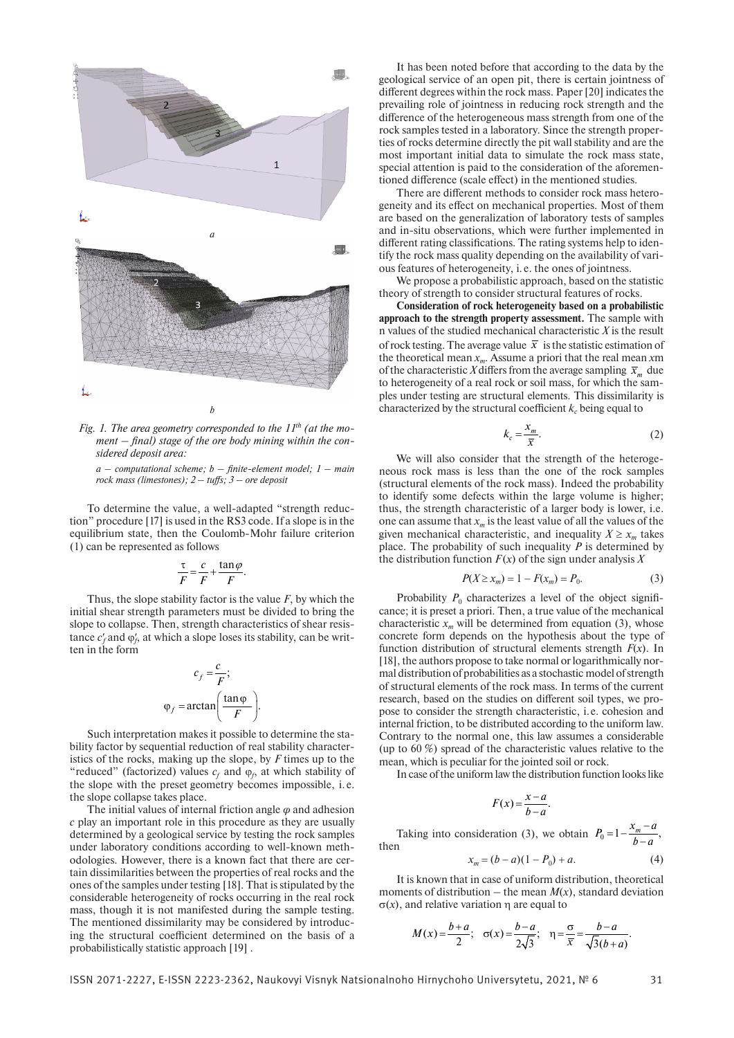*Fig. 1. The area geometry corresponded to the 11th (at the moment – final) stage of the ore body mining within the considered deposit area:*

*a – computational scheme; b – finite-element model; 1 – main rock mass (limestones); 2 – tuffs; 3 – ore deposit*

To determine the value, a well-adapted "strength reduction" procedure [17] is used in the RS3 code. If a slope is in the equilibrium state, then the Coulomb-Mohr failure criterion (1) can be represented as follows

$$\frac{\tau}{F} = \frac{c}{F} + \frac{\tan\varphi}{F}.$$

Thus, the slope stability factor is the value $F$, by which the initial shear strength parameters must be divided to bring the slope to collapse. Then, strength characteristics of shear resistance $c'_f$ and $\varphi'_f$, at which a slope loses its stability, can be written in the form

$$c_f = \frac{c}{F};$$

$$\varphi_f = \arctan\left(\frac{\tan\varphi}{F}\right).$$

Such interpretation makes it possible to determine the stability factor by sequential reduction of real stability characteristics of the rocks, making up the slope, by $F$ times up to the "reduced" (factorized) values $c_f$ and $\varphi_f$, at which stability of the slope with the preset geometry becomes impossible, i. e. the slope collapse takes place.

The initial values of internal friction angle $\varphi$ and adhesion $c$ play an important role in this procedure as they are usually determined by a geological service by testing the rock samples under laboratory conditions according to well-known methodologies. However, there is a known fact that there are certain dissimilarities between the properties of real rocks and the ones of the samples under testing [18]. That is stipulated by the considerable heterogeneity of rocks occurring in the real rock mass, though it is not manifested during the sample testing. The mentioned dissimilarity may be considered by introducing the structural coefficient determined on the basis of a probabilistically statistic approach [19] .

It has been noted before that according to the data by the geological service of an open pit, there is certain jointness of different degrees within the rock mass. Paper [20] indicates the prevailing role of jointness in reducing rock strength and the difference of the heterogeneous mass strength from one of the rock samples tested in a laboratory. Since the strength properties of rocks determine directly the pit wall stability and are the most important initial data to simulate the rock mass state, special attention is paid to the consideration of the aforementioned difference (scale effect) in the mentioned studies.

There are different methods to consider rock mass heterogeneity and its effect on mechanical properties. Most of them are based on the generalization of laboratory tests of samples and in-situ observations, which were further implemented in different rating classifications. The rating systems help to identify the rock mass quality depending on the availability of various features of heterogeneity, i. e. the ones of jointness.

We propose a probabilistic approach, based on the statistic theory of strength to consider structural features of rocks.

**Consideration of rock heterogeneity based on a probabilistic approach to the strength property assessment.** The sample with n values of the studied mechanical characteristic $X$ is the result of rock testing. The average value $\bar{x}$ is the statistic estimation of the theoretical mean $x_m$. Assume a priori that the real mean $x$m of the characteristic $X$ differs from the average sampling $\bar{x}_m$ due to heterogeneity of a real rock or soil mass, for which the samples under testing are structural elements. This dissimilarity is characterized by the structural coefficient $k_c$ being equal to

$$k_c = \frac{x_m}{\bar{x}}. \tag{2}$$

We will also consider that the strength of the heterogeneous rock mass is less than the one of the rock samples (structural elements of the rock mass). Indeed the probability to identify some defects within the large volume is higher; thus, the strength characteristic of a larger body is lower, i.e. one can assume that $x_m$ is the least value of all the values of the given mechanical characteristic, and inequality $X \geq x_m$ takes place. The probability of such inequality $P$ is determined by the distribution function $F(x)$ of the sign under analysis $X$

$$P(X \geq x_m) = 1 - F(x_m) = P_0. \tag{3}$$

Probability $P_0$ characterizes a level of the object significance; it is preset a priori. Then, a true value of the mechanical characteristic $x_m$ will be determined from equation (3), whose concrete form depends on the hypothesis about the type of function distribution of structural elements strength $F(x)$. In [18], the authors propose to take normal or logarithmically normal distribution of probabilities as a stochastic model of strength of structural elements of the rock mass. In terms of the current research, based on the studies on different soil types, we propose to consider the strength characteristic, i. e. cohesion and internal friction, to be distributed according to the uniform law. Contrary to the normal one, this law assumes a considerable (up to 60 %) spread of the characteristic values relative to the mean, which is peculiar for the jointed soil or rock.

In case of the uniform law the distribution function looks like

$$F(x) = \frac{x-a}{b-a}.$$

Taking into consideration (3), we obtain $P_0 = 1 - \dfrac{x_m - a}{b-a}$, then

$$x_m = (b-a)(1-P_0) + a. \tag{4}$$

It is known that in case of uniform distribution, theoretical moments of distribution – the mean $M(x)$, standard deviation $\sigma(x)$, and relative variation $\eta$ are equal to

$$M(x) = \frac{b+a}{2}; \quad \sigma(x) = \frac{b-a}{2\sqrt{3}}; \quad \eta = \frac{\sigma}{\bar{x}} = \frac{b-a}{\sqrt{3}(b+a)}.$$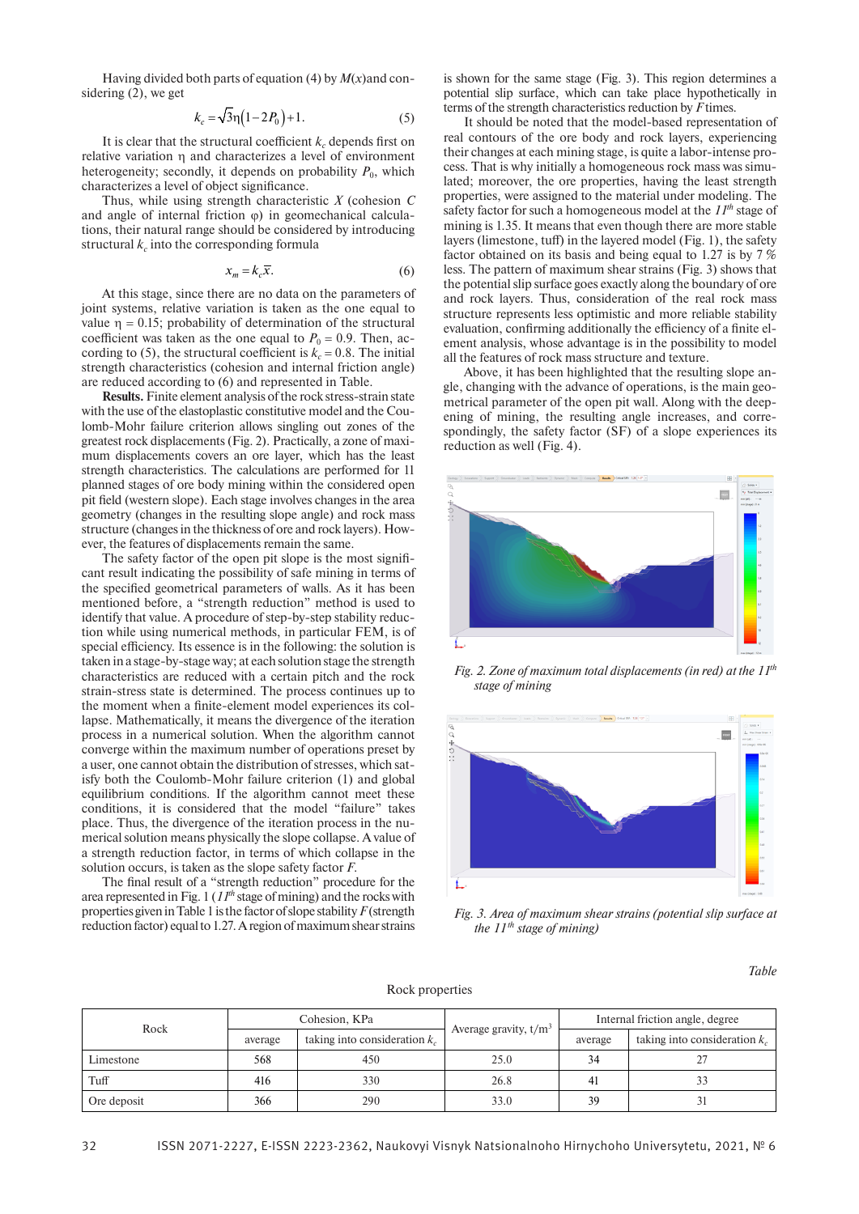Having divided both parts of equation (4) by $M(x)$ and considering (2), we get

$$k_c = \sqrt{3}\eta(1 - 2P_0) + 1. \quad (5)$$

It is clear that the structural coefficient $k_c$ depends first on relative variation η and characterizes a level of environment heterogeneity; secondly, it depends on probability $P_0$, which characterizes a level of object significance.

Thus, while using strength characteristic $X$ (cohesion $C$ and angle of internal friction φ) in geomechanical calculations, their natural range should be considered by introducing structural $k_c$ into the corresponding formula

$$x_m = k_c\bar{x}. \quad (6)$$

At this stage, since there are no data on the parameters of joint systems, relative variation is taken as the one equal to value $\eta = 0.15$; probability of determination of the structural coefficient was taken as the one equal to $P_0 = 0.9$. Then, according to (5), the structural coefficient is $k_c = 0.8$. The initial strength characteristics (cohesion and internal friction angle) are reduced according to (6) and represented in Table.

**Results.** Finite element analysis of the rock stress-strain state with the use of the elastoplastic constitutive model and the Coulomb-Mohr failure criterion allows singling out zones of the greatest rock displacements (Fig. 2). Practically, a zone of maximum displacements covers an ore layer, which has the least strength characteristics. The calculations are performed for 11 planned stages of ore body mining within the considered open pit field (western slope). Each stage involves changes in the area geometry (changes in the resulting slope angle) and rock mass structure (changes in the thickness of ore and rock layers). However, the features of displacements remain the same.

The safety factor of the open pit slope is the most significant result indicating the possibility of safe mining in terms of the specified geometrical parameters of walls. As it has been mentioned before, a "strength reduction" method is used to identify that value. A procedure of step-by-step stability reduction while using numerical methods, in particular FEM, is of special efficiency. Its essence is in the following: the solution is taken in a stage-by-stage way; at each solution stage the strength characteristics are reduced with a certain pitch and the rock strain-stress state is determined. The process continues up to the moment when a finite-element model experiences its collapse. Mathematically, it means the divergence of the iteration process in a numerical solution. When the algorithm cannot converge within the maximum number of operations preset by a user, one cannot obtain the distribution of stresses, which satisfy both the Coulomb-Mohr failure criterion (1) and global equilibrium conditions. If the algorithm cannot meet these conditions, it is considered that the model "failure" takes place. Thus, the divergence of the iteration process in the numerical solution means physically the slope collapse. A value of a strength reduction factor, in terms of which collapse in the solution occurs, is taken as the slope safety factor $F$.

The final result of a "strength reduction" procedure for the area represented in Fig. 1 (*11th* stage of mining) and the rocks with properties given in Table 1 is the factor of slope stability $F$ (strength reduction factor) equal to 1.27. A region of maximum shear strains is shown for the same stage (Fig. 3). This region determines a potential slip surface, which can take place hypothetically in terms of the strength characteristics reduction by $F$ times.

It should be noted that the model-based representation of real contours of the ore body and rock layers, experiencing their changes at each mining stage, is quite a labor-intense process. That is why initially a homogeneous rock mass was simulated; moreover, the ore properties, having the least strength properties, were assigned to the material under modeling. The safety factor for such a homogeneous model at the *11th* stage of mining is 1.35. It means that even though there are more stable layers (limestone, tuff) in the layered model (Fig. 1), the safety factor obtained on its basis and being equal to 1.27 is by 7 % less. The pattern of maximum shear strains (Fig. 3) shows that the potential slip surface goes exactly along the boundary of ore and rock layers. Thus, consideration of the real rock mass structure represents less optimistic and more reliable stability evaluation, confirming additionally the efficiency of a finite element analysis, whose advantage is in the possibility to model all the features of rock mass structure and texture.

Above, it has been highlighted that the resulting slope angle, changing with the advance of operations, is the main geometrical parameter of the open pit wall. Along with the deepening of mining, the resulting angle increases, and correspondingly, the safety factor (SF) of a slope experiences its reduction as well (Fig. 4).

*Fig. 2. Zone of maximum total displacements (in red) at the 11th stage of mining*

*Fig. 3. Area of maximum shear strains (potential slip surface at the 11th stage of mining)*

*Table*

Rock properties

| Rock | Cohesion, KPa | | Average gravity, t/m$^3$ | Internal friction angle, degree | |
|---|---|---|---|---|---|
| | average | taking into consideration $k_c$ | | average | taking into consideration $k_c$ |
| Limestone | 568 | 450 | 25.0 | 34 | 27 |
| Tuff | 416 | 330 | 26.8 | 41 | 33 |
| Ore deposit | 366 | 290 | 33.0 | 39 | 31 |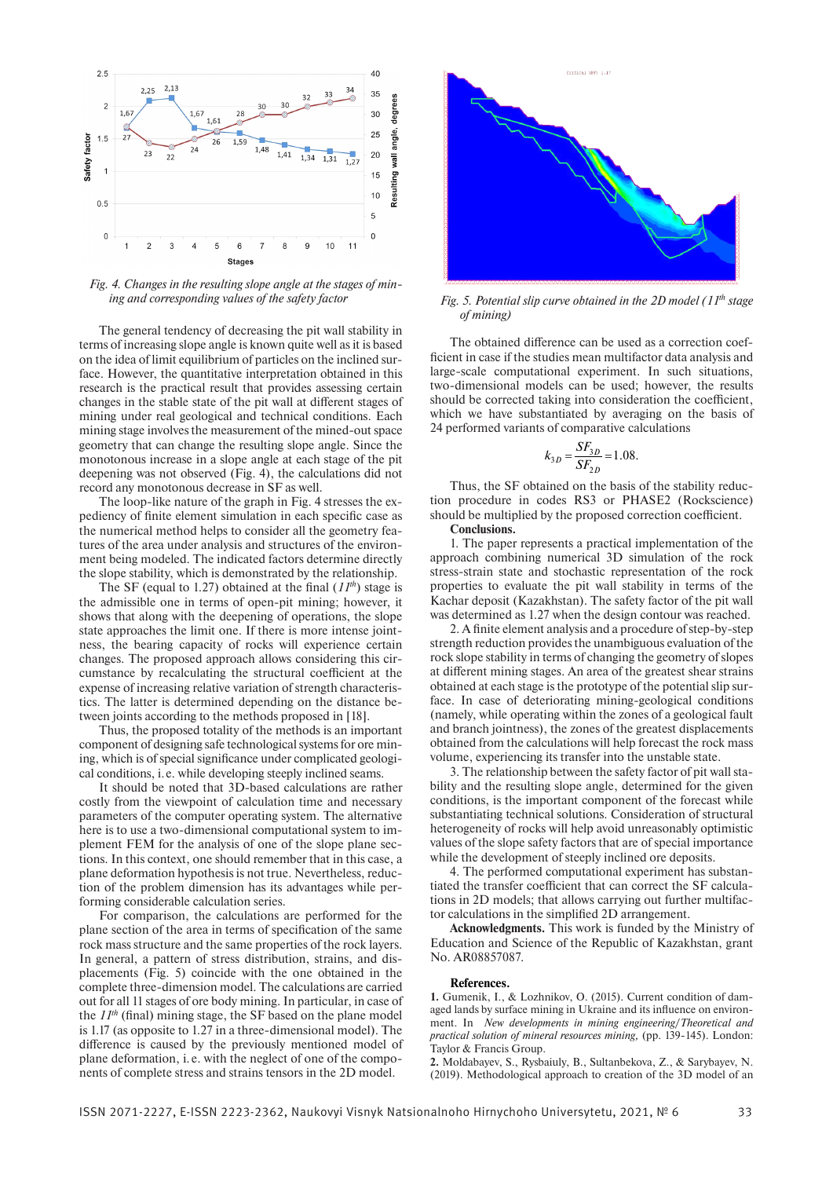*Fig. 4. Changes in the resulting slope angle at the stages of mining and corresponding values of the safety factor*

*Fig. 5. Potential slip curve obtained in the 2D model ($11^{th}$ stage of mining)*

The general tendency of decreasing the pit wall stability in terms of increasing slope angle is known quite well as it is based on the idea of limit equilibrium of particles on the inclined surface. However, the quantitative interpretation obtained in this research is the practical result that provides assessing certain changes in the stable state of the pit wall at different stages of mining under real geological and technical conditions. Each mining stage involves the measurement of the mined-out space geometry that can change the resulting slope angle. Since the monotonous increase in a slope angle at each stage of the pit deepening was not observed (Fig. 4), the calculations did not record any monotonous decrease in SF as well.

The loop-like nature of the graph in Fig. 4 stresses the expediency of finite element simulation in each specific case as the numerical method helps to consider all the geometry features of the area under analysis and structures of the environment being modeled. The indicated factors determine directly the slope stability, which is demonstrated by the relationship.

The SF (equal to 1.27) obtained at the final ($11^{th}$) stage is the admissible one in terms of open-pit mining; however, it shows that along with the deepening of operations, the slope state approaches the limit one. If there is more intense jointness, the bearing capacity of rocks will experience certain changes. The proposed approach allows considering this circumstance by recalculating the structural coefficient at the expense of increasing relative variation of strength characteristics. The latter is determined depending on the distance between joints according to the methods proposed in [18].

Thus, the proposed totality of the methods is an important component of designing safe technological systems for ore mining, which is of special significance under complicated geological conditions, i. e. while developing steeply inclined seams.

It should be noted that 3D-based calculations are rather costly from the viewpoint of calculation time and necessary parameters of the computer operating system. The alternative here is to use a two-dimensional computational system to implement FEM for the analysis of one of the slope plane sections. In this context, one should remember that in this case, a plane deformation hypothesis is not true. Nevertheless, reduction of the problem dimension has its advantages while performing considerable calculation series.

For comparison, the calculations are performed for the plane section of the area in terms of specification of the same rock mass structure and the same properties of the rock layers. In general, a pattern of stress distribution, strains, and displacements (Fig. 5) coincide with the one obtained in the complete three-dimension model. The calculations are carried out for all 11 stages of ore body mining. In particular, in case of the $11^{th}$ (final) mining stage, the SF based on the plane model is 1.17 (as opposite to 1.27 in a three-dimensional model). The difference is caused by the previously mentioned model of plane deformation, i. e. with the neglect of one of the components of complete stress and strains tensors in the 2D model.

The obtained difference can be used as a correction coefficient in case if the studies mean multifactor data analysis and large-scale computational experiment. In such situations, two-dimensional models can be used; however, the results should be corrected taking into consideration the coefficient, which we have substantiated by averaging on the basis of 24 performed variants of comparative calculations

$$k_{3D} = \frac{SF_{3D}}{SF_{2D}} = 1.08.$$

Thus, the SF obtained on the basis of the stability reduction procedure in codes RS3 or PHASE2 (Rockscience) should be multiplied by the proposed correction coefficient.

**Conclusions.**

1. The paper represents a practical implementation of the approach combining numerical 3D simulation of the rock stress-strain state and stochastic representation of the rock properties to evaluate the pit wall stability in terms of the Kachar deposit (Kazakhstan). The safety factor of the pit wall was determined as 1.27 when the design contour was reached.

2. A finite element analysis and a procedure of step-by-step strength reduction provides the unambiguous evaluation of the rock slope stability in terms of changing the geometry of slopes at different mining stages. An area of the greatest shear strains obtained at each stage is the prototype of the potential slip surface. In case of deteriorating mining-geological conditions (namely, while operating within the zones of a geological fault and branch jointness), the zones of the greatest displacements obtained from the calculations will help forecast the rock mass volume, experiencing its transfer into the unstable state.

3. The relationship between the safety factor of pit wall stability and the resulting slope angle, determined for the given conditions, is the important component of the forecast while substantiating technical solutions. Consideration of structural heterogeneity of rocks will help avoid unreasonably optimistic values of the slope safety factors that are of special importance while the development of steeply inclined ore deposits.

4. The performed computational experiment has substantiated the transfer coefficient that can correct the SF calculations in 2D models; that allows carrying out further multifactor calculations in the simplified 2D arrangement.

**Acknowledgments.** This work is funded by the Ministry of Education and Science of the Republic of Kazakhstan, grant No. AR08857087.

**References.**

**1.** Gumenik, I., & Lozhnikov, O. (2015). Current condition of damaged lands by surface mining in Ukraine and its influence on environment. In *New developments in mining engineering/Theoretical and practical solution of mineral resources mining*, (pp. 139-145). London: Taylor & Francis Group.

**2.** Moldabayev, S., Rysbaiuly, B., Sultanbekova, Z., & Sarybayev, N. (2019). Methodological approach to creation of the 3D model of an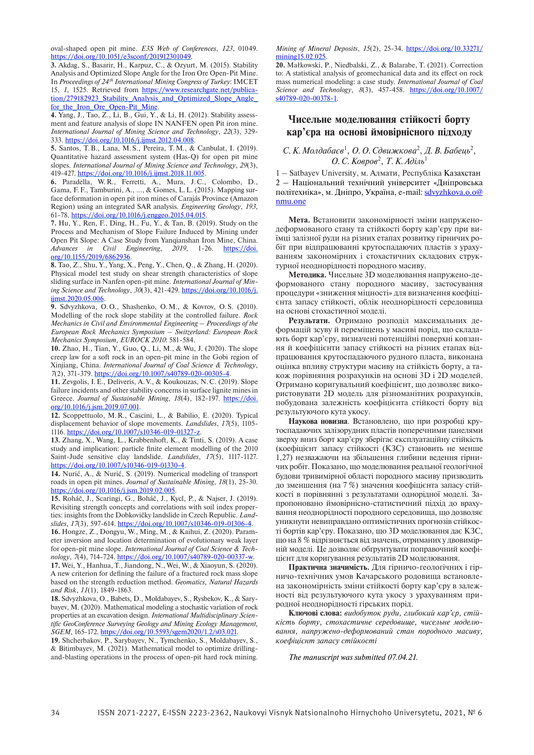oval-shaped open pit mine. *E3S Web of Conferences*, *123*, 01049. https://doi.org/10.1051/e3sconf/201912301049.

**3.** Akdag, S., Basarir, H., Karpuz, C., & Ozyurt, M. (2015). Stability Analysis and Optimized Slope Angle for the Iron Ore Open-Pit Mine. In *Proceedings of 24th International Mining Congress of Turkey*: IMCET 15, 1. Retrieved from https://www.researchgate.net/publication/279182923_Stability_Analysis_and_Optimized_Slope_Angle_for_the_Iron_Ore_Open-Pit_Mine.

**4.** Yang, J., Tao, Z., Li, B., Gui, Y., & Li, H. (2012). Stability assessment and feature analysis of slope IN NANFEN open Pit iron mine. *International Journal of Mining Science and Technology*, *22*(3), 329-333. https://doi.org/10.1016/j.ijmst.2012.04.008.

**5.** Santos, T.B., Lana, M.S., Pereira, T.M., & Canbulat, I. (2019). Quantitative hazard assessment system (Has-Q) for open pit mine slopes. *International Journal of Mining Science and Technology*, *29*(3), 419-427. https://doi.org/10.1016/j.ijmst.2018.11.005.

**6.** Paradella, W.R., Ferretti, A., Mura, J.C., Colombo, D., Gama, F.F., Tamburini, A., ..., & Gomes, L.L. (2015). Mapping surface deformation in open pit iron mines of Carajás Province (Amazon Region) using an integrated SAR analysis. *Engineering Geology*, *193*, 61-78. https://doi.org/10.1016/j.enggeo.2015.04.015.

**7.** Hu, Y., Ren, F., Ding, H., Fu, Y., & Tan, B. (2019). Study on the Process and Mechanism of Slope Failure Induced by Mining under Open Pit Slope: A Case Study from Yanqianshan Iron Mine, China. *Advances in Civil Engineering*, *2019*, 1-26. https://doi.org/10.1155/2019/6862936.

**8.** Tao, Z., Shu, Y., Yang, X., Peng, Y., Chen, Q., & Zhang, H. (2020). Physical model test study on shear strength characteristics of slope sliding surface in Nanfen open-pit mine. *International Journal of Mining Science and Technology*, *30*(3), 421-429. https://doi.org/10.1016/j.ijmst.2020.05.006.

**9.** Sdvyzhkova, O.O., Shashenko, O.M., & Kovrov, O.S. (2010). Modelling of the rock slope stability at the controlled failure. *Rock Mechanics in Civil and Environmental Engineering – Proceedings of the European Rock Mechanics Symposium – Switzerland: European Rock Mechanics Symposium, EUROCK 2010*: 581-584.

**10.** Zhao, H., Tian, Y., Guo, Q., Li, M., & Wu, J. (2020). The slope creep law for a soft rock in an open-pit mine in the Gobi region of Xinjiang, China. *International Journal of Coal Science & Technology*, *7*(2), 371-379. https://doi.org/10.1007/s40789-020-00305-4.

**11.** Zevgolis, I.E., Deliveris, A.V., & Koukouzas, N.C. (2019). Slope failure incidents and other stability concerns in surface lignite mines in Greece. *Journal of Sustainable Mining*, *18*(4), 182-197. https://doi.org/10.1016/j.jsm.2019.07.001.

**12.** Scoppettuolo, M.R., Cascini, L., & Babilio, E. (2020). Typical displacement behavior of slope movements. *Landslides*, *17*(5), 1105-1116. https://doi.org/10.1007/s10346-019-01327-z.

**13.** Zhang, X., Wang, L., Krabbenhoft, K., & Tinti, S. (2019). A case study and implication: particle finite element modelling of the 2010 Saint-Jude sensitive clay landslide. *Landslides*, *17*(5), 1117-1127. https://doi.org/10.1007/s10346-019-01330-4.

**14.** Nurić, A., & Nurić, S. (2019). Numerical modeling of transport roads in open pit mines. *Journal of Sustainable Mining*, *18*(1), 25-30. https://doi.org/10.1016/j.jsm.2019.02.005.

**15.** Roháč, J., Scaringi, G., Boháč, J., Kycl, P., & Najser, J. (2019). Revisiting strength concepts and correlations with soil index properties: insights from the Dobkovičky landslide in Czech Republic. *Landslides*, *17*(3), 597-614. https://doi.org/10.1007/s10346-019-01306-4.

**16.** Hongze, Z., Dongyu, W., Ming, M., & Kaihui, Z. (2020). Parameter inversion and location determination of evolutionary weak layer for open-pit mine slope. *International Journal of Coal Science & Technology*, *7*(4), 714-724. https://doi.org/10.1007/s40789-020-00337-w.

**17.** Wei, Y., Hanhua, T., Jiandong, N., Wei, W., & Xiaoyun, S. (2020). A new criterion for defining the failure of a fractured rock mass slope based on the strength reduction method. *Geomatics, Natural Hazards and Risk*, *11*(1), 1849-1863.

**18.** Sdvyzhkova, O., Babets, D., Moldabayev, S., Rysbekov, K., & Sarybayev, M. (2020). Mathematical modeling a stochastic variation of rock properties at an excavation design. *International Multidisciplinary Scientific GeoConference Surveying Geology and Mining Ecology Management, SGEM*, 165-172. https://doi.org/10.5593/sgem2020/1.2/s03.021.

**19.** Shcherbakov, P., Sarybayev, N., Tymchenko, S., Moldabayev, S., & Bitimbayev, M. (2021). Mathematical model to optimize drilling-and-blasting operations in the process of open-pit hard rock mining. *Mining of Mineral Deposits*, *15*(2), 25-34. https://doi.org/10.33271/mining15.02.025.

**20.** Małkowski, P., Niedbalski, Z., & Balarabe, T. (2021). Correction to: A statistical analysis of geomechanical data and its effect on rock mass numerical modeling: a case study. *International Journal of Coal Science and Technology*, *8*(3), 457-458. https://doi.org/10.1007/s40789-020-00378-1.

## Чисельне моделювання стійкості борту кар'єра на основі ймовірнісного підходу

*С. К. Молдабаєв*[1], *О. О. Сдвижкова*[2], *Д. В. Бабець*[2], *О. С. Ковров*[2], *Т. К. Аділь*[1]

1 – Satbayev University, м. Алмати, Республіка Казахстан
2 – Національний технічний університет «Дніпровська політехніка», м. Дніпро, Україна, e-mail: sdvyzhkova.o.o@nmu.one

**Мета.** Встановити закономірності зміни напружено-деформованого стану та стійкості борту кар'єру при виїмці залізної руди на різних етапах розвитку гірничих робіт при відпрацюванні крутоспадаючих пластів з урахуванням закономірних і стохастичних складових структурної неоднорідності породного масиву.

**Методика.** Чисельне 3D моделювання напружено-деформованого стану породного масиву, застосування процедури «зниження міцності» для визначення коефіцієнта запасу стійкості, облік неоднорідності середовища на основі стохастичної моделі.

**Результати.** Отримано розподіл максимальних деформацій зсуву й переміщень у масиві порід, що складають борт кар'єру, визначені потенційні поверхні ковзання й коефіцієнти запасу стійкості на різних етапах відпрацювання крутоспадаючого рудного пласта, виконана оцінка впливу структури масиву на стійкість борту, а також порівняння розрахунків на основі 3D і 2D моделей. Отримано коригувальний коефіцієнт, що дозволяє використовувати 2D модель для різноманітних розрахунків, побудована залежність коефіцієнта стійкості борту від результуючого кута укосу.

**Наукова новизна**. Встановлено, що при розробці крутоспадаючих залізорудних пластів поперечними панелями зверху вниз борт кар'єру зберігає експлуатаційну стійкість (коефіцієнт запасу стійкості (КЗС) становить не менше 1,27) незважаючи на збільшення глибини ведення гірничих робіт. Показано, що моделювання реальної геологічної будови тривимірної області породного масиву призводить до зменшення (на 7 %) значення коефіцієнта запасу стійкості в порівнянні з результатами однорідної моделі. Запропоновано ймовірнісно-статистичний підхід до врахування неоднорідності породного середовища, що дозволяє уникнути невиправдано оптимістичних прогнозів стійкості бортів кар'єру. Показано, що 3D моделювання дає КЗС, що на 8 % відрізняється від значень, отриманих у двовимірній моделі. Це дозволяє обґрунтувати поправочний коефіцієнт для коригування результатів 2D моделювання.

**Практична значимість.** Для гірничо-геологічних і гірничо-технічних умов Качарського родовища встановлена закономірність зміни стійкості борту кар'єру в залежності від результуючого кута укосу з урахуванням природної неоднорідності гірських порід.

**Ключові слова:** *видобуток руди, глибокий кар'єр, стійкість борту, стохастичне середовище, чисельне моделювання, напружено-деформований стан породного масиву, коефіцієнт запасу стійкості*

*The manuscript was submitted 07.04.21.*